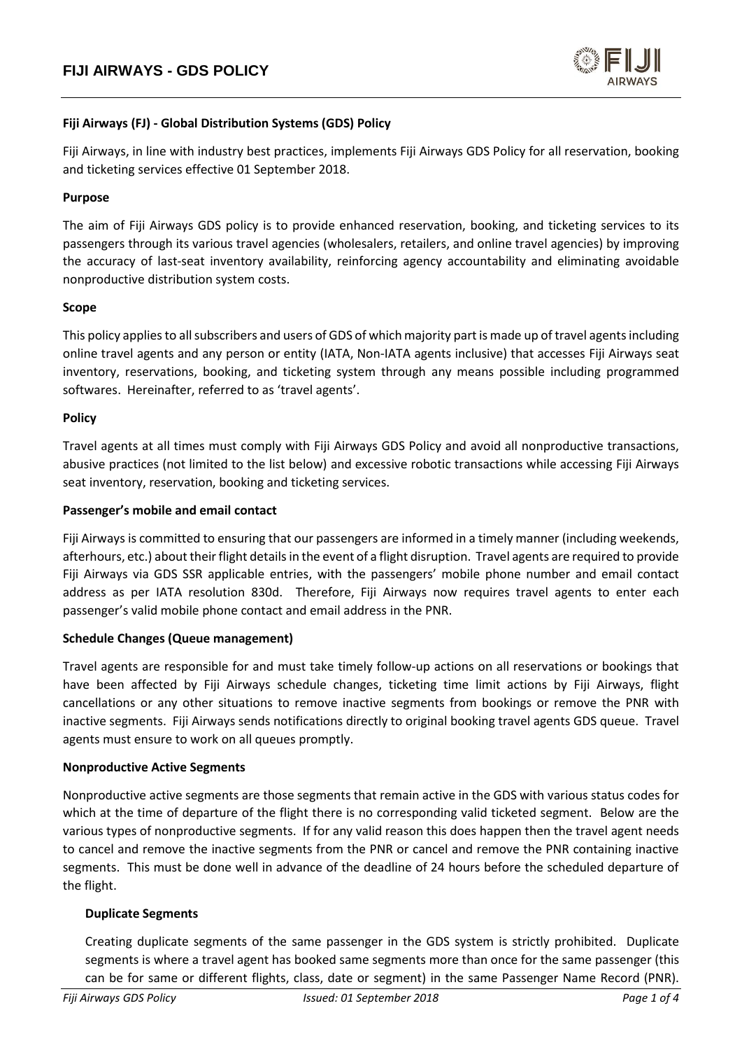**Fiji Airways (FJ) - Global Distribution Systems (GDS) Policy**

Fiji Airways, in line with industry best practices, implements Fiji Airways GDS Policy for all reservation, booking and ticketing services effective 01 September 2018.

**Purpose**

The aim of Fiji Airways GDS policy is to provide enhanced reservation, booking, and ticketing services to its passengers through its various travel agencies (wholesalers, retailers, and online travel agencies) by improving the accuracy of last-seat inventory availability, reinforcing agency accountability and eliminating avoidable nonproductive distribution system costs.

**Scope**

This policy applies to all subscribers and users of GDS of which majority part is made up of travel agents including online travel agents and any person or entity (IATA, Non-IATA agents inclusive) that accesses Fiji Airways seat inventory, reservations, booking, and ticketing system through any means possible including programmed softwares. Hereinafter, referred to as 'travel agents'.

**Policy**

Travel agents at all times must comply with Fiji Airways GDS Policy and avoid all nonproductive transactions, abusive practices (not limited to the list below) and excessive robotic transactions while accessing Fiji Airways seat inventory, reservation, booking and ticketing services.

**Passenger's mobile and email contact**

Fiji Airways is committed to ensuring that our passengers are informed in a timely manner (including weekends, afterhours, etc.) about their flight details in the event of a flight disruption. Travel agents are required to provide Fiji Airways via GDS SSR applicable entries, with the passengers' mobile phone number and email contact address as per IATA resolution 830d. Therefore, Fiji Airways now requires travel agents to enter each passenger's valid mobile phone contact and email address in the PNR.

**Schedule Changes (Queue management)**

Travel agents are responsible for and must take timely follow-up actions on all reservations or bookings that have been affected by Fiji Airways schedule changes, ticketing time limit actions by Fiji Airways, flight cancellations or any other situations to remove inactive segments from bookings or remove the PNR with inactive segments. Fiji Airways sends notifications directly to original booking travel agents GDS queue. Travel agents must ensure to work on all queues promptly.

**Nonproductive Active Segments**

Nonproductive active segments are those segments that remain active in the GDS with various status codes for which at the time of departure of the flight there is no corresponding valid ticketed segment. Below are the various types of nonproductive segments. If for any valid reason this does happen then the travel agent needs to cancel and remove the inactive segments from the PNR or cancel and remove the PNR containing inactive segments. This must be done well in advance of the deadline of 24 hours before the scheduled departure of the flight.

**Duplicate Segments**

Creating duplicate segments of the same passenger in the GDS system is strictly prohibited. Duplicate segments is where a travel agent has booked same segments more than once for the same passenger (this can be for same or different flights, class, date or segment) in the same Passenger Name Record (PNR).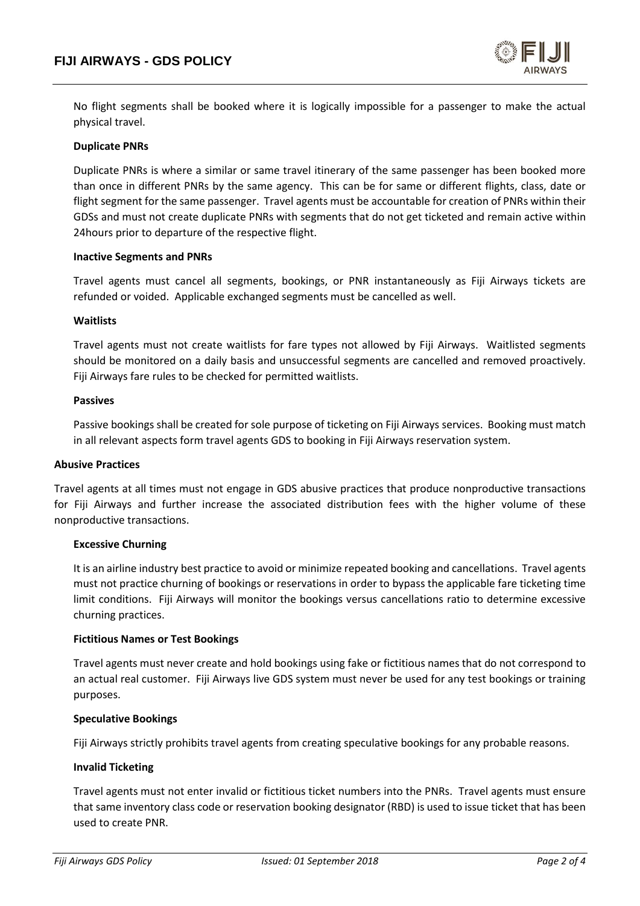No flight segments shall be booked where it is logically impossible for a passenger to make the actual physical travel.

#### Duplicate PNRs

Duplicate PNRs is where a similar or same travel itinerary of the same passenger has been booked more than once in different PNRs by the same agency. This can be for same or different flights, class, date or flight segment for the same passenger. Travel agents must be accountable for creation of PNRs within their GDSs and must not create duplicate PNRs with segments that do not get ticketed and remain active within 24hours prior to departure of the respective flight.

#### Inactive Segments and PNRs

Travel agents must cancel all segments, bookings, or PNR instantaneously as Fiji Airways tickets are refunded or voided. Applicable exchanged segments must be cancelled as well.

#### Waitlists

Travel agents must not create waitlists for fare types not allowed by Fiji Airways. Waitlisted segments should be monitored on a daily basis and unsuccessful segments are cancelled and removed proactively. Fiji Airways fare rules to be checked for permitted waitlists.

#### Passives

Passive bookings shall be created for sole purpose of ticketing on Fiji Airways services. Booking must match in all relevant aspects form travel agents GDS to booking in Fiji Airways reservation system.

### Abusive Practices

Travel agents at all times must not engage in GDS abusive practices that produce nonproductive transactions for Fiji Airways and further increase the associated distribution fees with the higher volume of these nonproductive transactions.

#### Excessive Churning

It is an airline industry best practice to avoid or minimize repeated booking and cancellations. Travel agents must not practice churning of bookings or reservations in order to bypass the applicable fare ticketing time limit conditions. Fiji Airways will monitor the bookings versus cancellations ratio to determine excessive churning practices.

#### Fictitious Names or Test Bookings

Travel agents must never create and hold bookings using fake or fictitious names that do not correspond to an actual real customer. Fiji Airways live GDS system must never be used for any test bookings or training purposes.

#### Speculative Bookings

Fiji Airways strictly prohibits travel agents from creating speculative bookings for any probable reasons.

#### Invalid Ticketing

Travel agents must not enter invalid or fictitious ticket numbers into the PNRs. Travel agents must ensure that same inventory class code or reservation booking designator (RBD) is used to issue ticket that has been used to create PNR.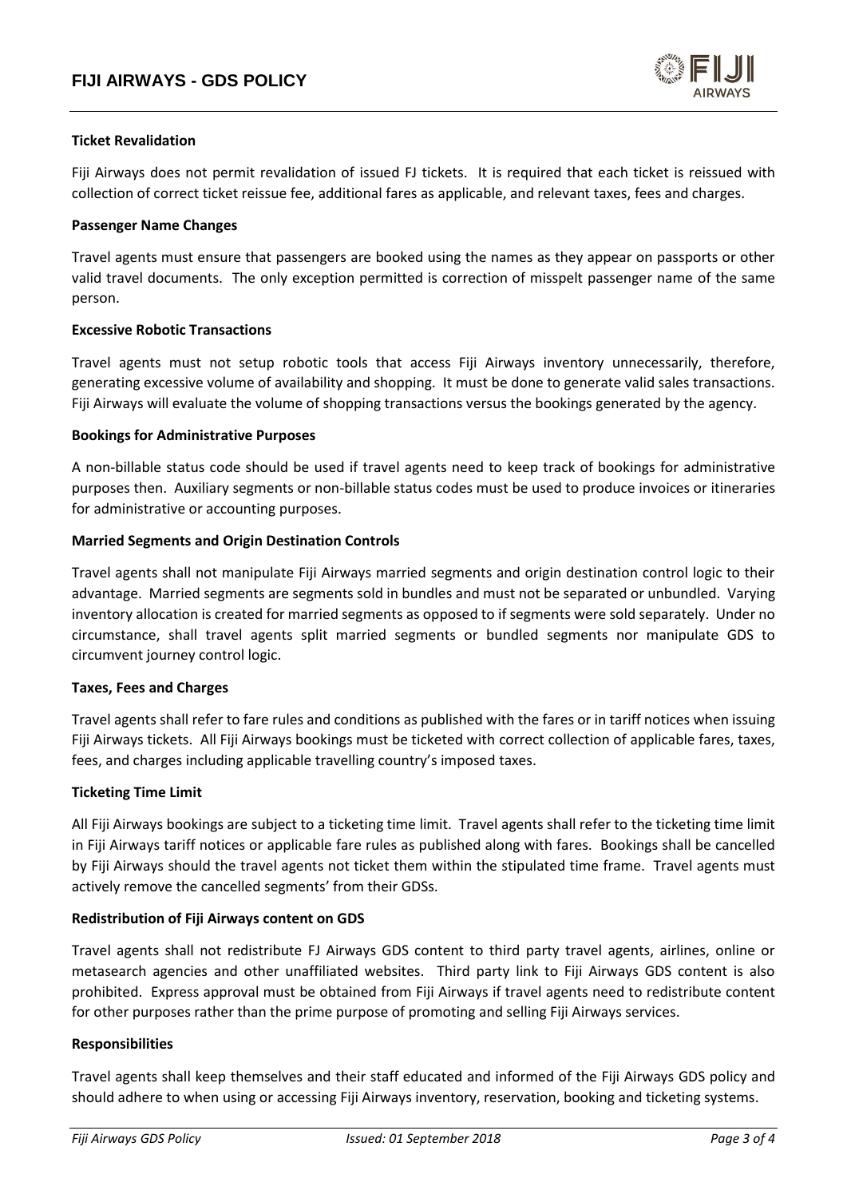### Ticket Revalidation

Fiji Airways does not permit revalidation of issued FJ tickets. It is required that each ticket is reissued with collection of correct ticket reissue fee, additional fares as applicable, and relevant taxes, fees and charges.

### Passenger Name Changes

Travel agents must ensure that passengers are booked using the names as they appear on passports or other valid travel documents. The only exception permitted is correction of misspelt passenger name of the same person.

### Excessive Robotic Transactions

Travel agents must not setup robotic tools that access Fiji Airways inventory unnecessarily, therefore, generating excessive volume of availability and shopping. It must be done to generate valid sales transactions. Fiji Airways will evaluate the volume of shopping transactions versus the bookings generated by the agency.

### Bookings for Administrative Purposes

A non-billable status code should be used if travel agents need to keep track of bookings for administrative purposes then. Auxiliary segments or non-billable status codes must be used to produce invoices or itineraries for administrative or accounting purposes.

### Married Segments and Origin Destination Controls

Travel agents shall not manipulate Fiji Airways married segments and origin destination control logic to their advantage. Married segments are segments sold in bundles and must not be separated or unbundled. Varying inventory allocation is created for married segments as opposed to if segments were sold separately. Under no circumstance, shall travel agents split married segments or bundled segments nor manipulate GDS to circumvent journey control logic.

### Taxes, Fees and Charges

Travel agents shall refer to fare rules and conditions as published with the fares or in tariff notices when issuing Fiji Airways tickets. All Fiji Airways bookings must be ticketed with correct collection of applicable fares, taxes, fees, and charges including applicable travelling country's imposed taxes.

### Ticketing Time Limit

All Fiji Airways bookings are subject to a ticketing time limit. Travel agents shall refer to the ticketing time limit in Fiji Airways tariff notices or applicable fare rules as published along with fares. Bookings shall be cancelled by Fiji Airways should the travel agents not ticket them within the stipulated time frame. Travel agents must actively remove the cancelled segments' from their GDSs.

### Redistribution of Fiji Airways content on GDS

Travel agents shall not redistribute FJ Airways GDS content to third party travel agents, airlines, online or metasearch agencies and other unaffiliated websites. Third party link to Fiji Airways GDS content is also prohibited. Express approval must be obtained from Fiji Airways if travel agents need to redistribute content for other purposes rather than the prime purpose of promoting and selling Fiji Airways services.

### Responsibilities

Travel agents shall keep themselves and their staff educated and informed of the Fiji Airways GDS policy and should adhere to when using or accessing Fiji Airways inventory, reservation, booking and ticketing systems.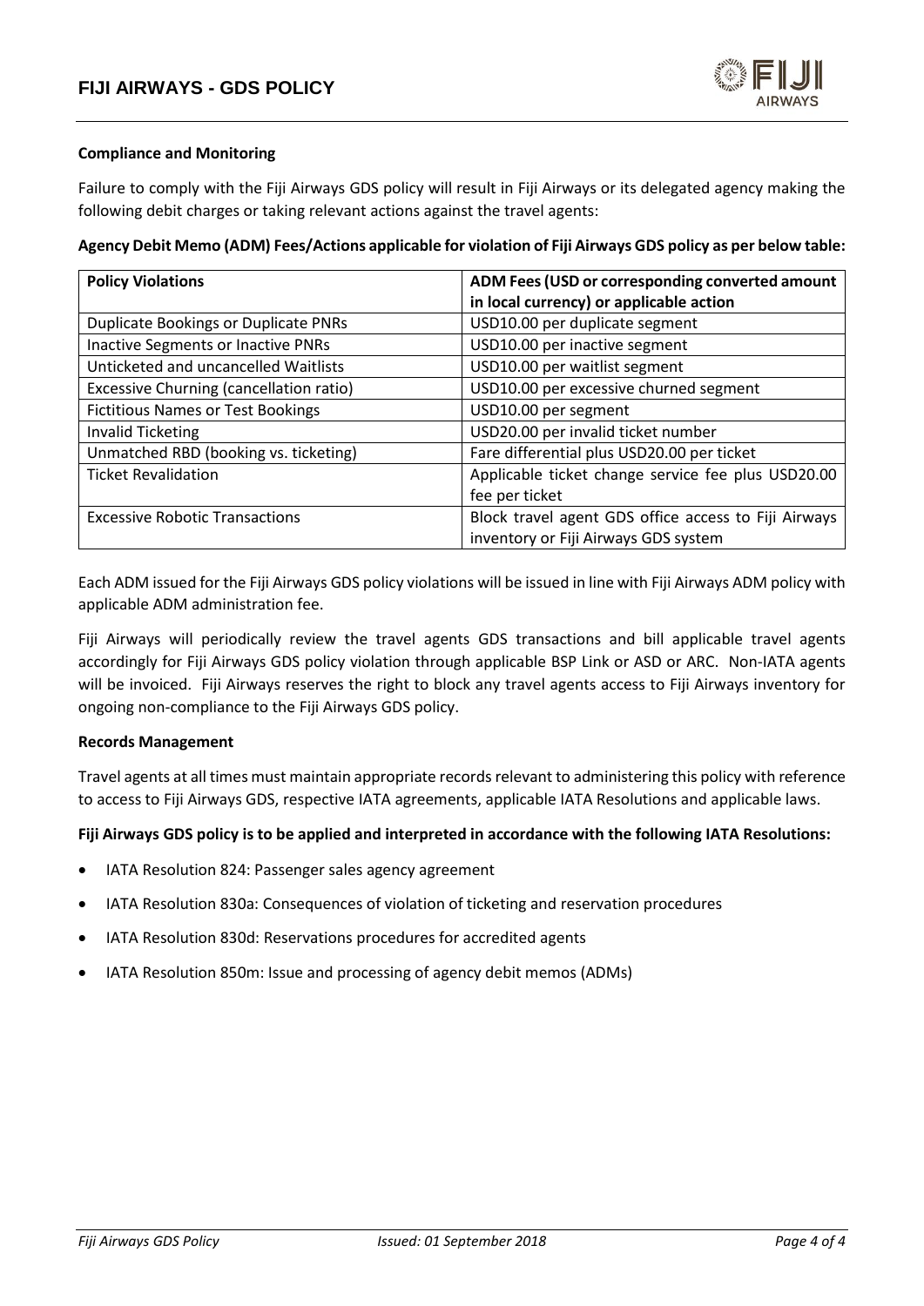**Compliance and Monitoring**

Failure to comply with the Fiji Airways GDS policy will result in Fiji Airways or its delegated agency making the following debit charges or taking relevant actions against the travel agents:

**Agency Debit Memo (ADM) Fees/Actions applicable for violation of Fiji Airways GDS policy as per below table:**

| Policy Violations | ADM Fees (USD or corresponding converted amount in local currency) or applicable action |
|---|---|
| Duplicate Bookings or Duplicate PNRs | USD10.00 per duplicate segment |
| Inactive Segments or Inactive PNRs | USD10.00 per inactive segment |
| Unticketed and uncancelled Waitlists | USD10.00 per waitlist segment |
| Excessive Churning (cancellation ratio) | USD10.00 per excessive churned segment |
| Fictitious Names or Test Bookings | USD10.00 per segment |
| Invalid Ticketing | USD20.00 per invalid ticket number |
| Unmatched RBD (booking vs. ticketing) | Fare differential plus USD20.00 per ticket |
| Ticket Revalidation | Applicable ticket change service fee plus USD20.00 fee per ticket |
| Excessive Robotic Transactions | Block travel agent GDS office access to Fiji Airways inventory or Fiji Airways GDS system |

Each ADM issued for the Fiji Airways GDS policy violations will be issued in line with Fiji Airways ADM policy with applicable ADM administration fee.

Fiji Airways will periodically review the travel agents GDS transactions and bill applicable travel agents accordingly for Fiji Airways GDS policy violation through applicable BSP Link or ASD or ARC. Non-IATA agents will be invoiced. Fiji Airways reserves the right to block any travel agents access to Fiji Airways inventory for ongoing non-compliance to the Fiji Airways GDS policy.

**Records Management**

Travel agents at all times must maintain appropriate records relevant to administering this policy with reference to access to Fiji Airways GDS, respective IATA agreements, applicable IATA Resolutions and applicable laws.

**Fiji Airways GDS policy is to be applied and interpreted in accordance with the following IATA Resolutions:**

- IATA Resolution 824: Passenger sales agency agreement
- IATA Resolution 830a: Consequences of violation of ticketing and reservation procedures
- IATA Resolution 830d: Reservations procedures for accredited agents
- IATA Resolution 850m: Issue and processing of agency debit memos (ADMs)